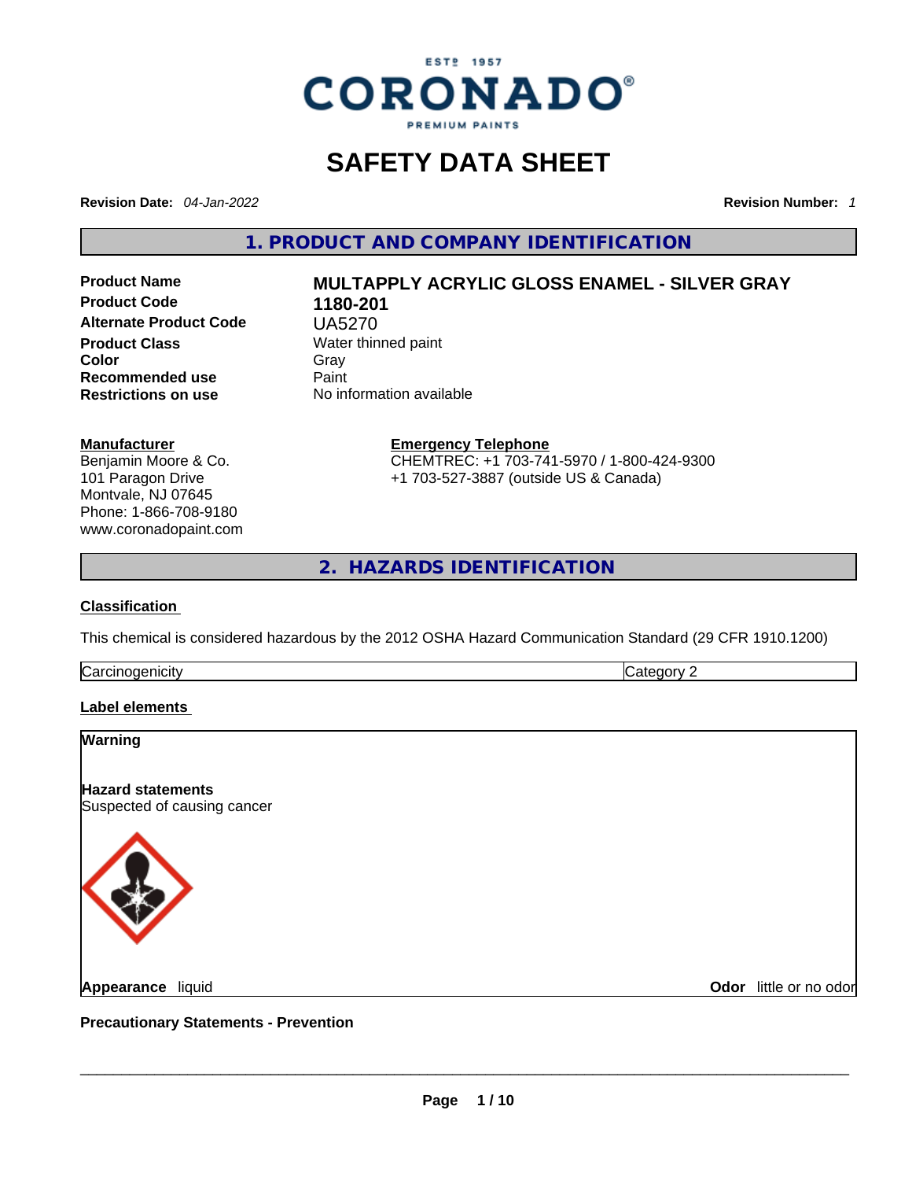ESTº 1957
CORONADO®
PREMIUM PAINTS

# SAFETY DATA SHEET

**Revision Date:** *04-Jan-2022* **Revision Number:** *1*

## 1. PRODUCT AND COMPANY IDENTIFICATION

| | |
|---|---|
| **Product Name** | **MULTAPPLY ACRYLIC GLOSS ENAMEL - SILVER GRAY** |
| **Product Code** | **1180-201** |
| **Alternate Product Code** | UA5270 |
| **Product Class** | Water thinned paint |
| **Color** | Gray |
| **Recommended use** | Paint |
| **Restrictions on use** | No information available |

**Manufacturer**
Benjamin Moore & Co.
101 Paragon Drive
Montvale, NJ 07645
Phone: 1-866-708-9180
www.coronadopaint.com

**Emergency Telephone**
CHEMTREC: +1 703-741-5970 / 1-800-424-9300
+1 703-527-3887 (outside US & Canada)

## 2. HAZARDS IDENTIFICATION

**Classification**

This chemical is considered hazardous by the 2012 OSHA Hazard Communication Standard (29 CFR 1910.1200)

| Carcinogenicity | Category 2 |
|---|---|

**Label elements**

**Warning**

**Hazard statements**
Suspected of causing cancer

**Appearance** liquid **Odor** little or no odor

**Precautionary Statements - Prevention**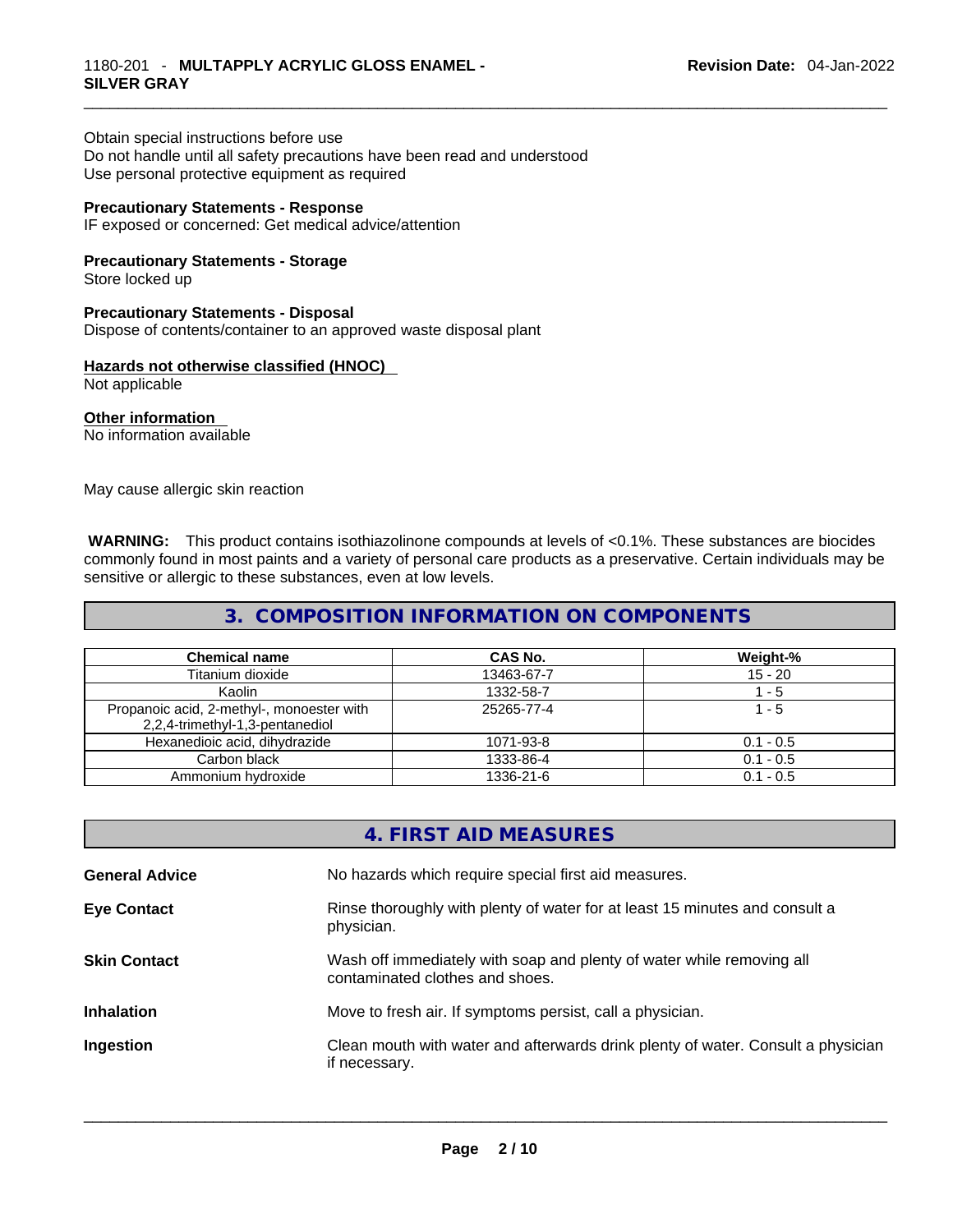Obtain special instructions before use
Do not handle until all safety precautions have been read and understood
Use personal protective equipment as required

**Precautionary Statements - Response**
IF exposed or concerned: Get medical advice/attention

**Precautionary Statements - Storage**
Store locked up

**Precautionary Statements - Disposal**
Dispose of contents/container to an approved waste disposal plant

**Hazards not otherwise classified (HNOC)**
Not applicable

**Other information**
No information available

May cause allergic skin reaction

**WARNING:** This product contains isothiazolinone compounds at levels of <0.1%. These substances are biocides commonly found in most paints and a variety of personal care products as a preservative. Certain individuals may be sensitive or allergic to these substances, even at low levels.

## 3. COMPOSITION INFORMATION ON COMPONENTS

| Chemical name | CAS No. | Weight-% |
|---|---|---|
| Titanium dioxide | 13463-67-7 | 15 - 20 |
| Kaolin | 1332-58-7 | 1 - 5 |
| Propanoic acid, 2-methyl-, monoester with 2,2,4-trimethyl-1,3-pentanediol | 25265-77-4 | 1 - 5 |
| Hexanedioic acid, dihydrazide | 1071-93-8 | 0.1 - 0.5 |
| Carbon black | 1333-86-4 | 0.1 - 0.5 |
| Ammonium hydroxide | 1336-21-6 | 0.1 - 0.5 |

## 4. FIRST AID MEASURES

**General Advice** No hazards which require special first aid measures.

**Eye Contact** Rinse thoroughly with plenty of water for at least 15 minutes and consult a physician.

**Skin Contact** Wash off immediately with soap and plenty of water while removing all contaminated clothes and shoes.

**Inhalation** Move to fresh air. If symptoms persist, call a physician.

**Ingestion** Clean mouth with water and afterwards drink plenty of water. Consult a physician if necessary.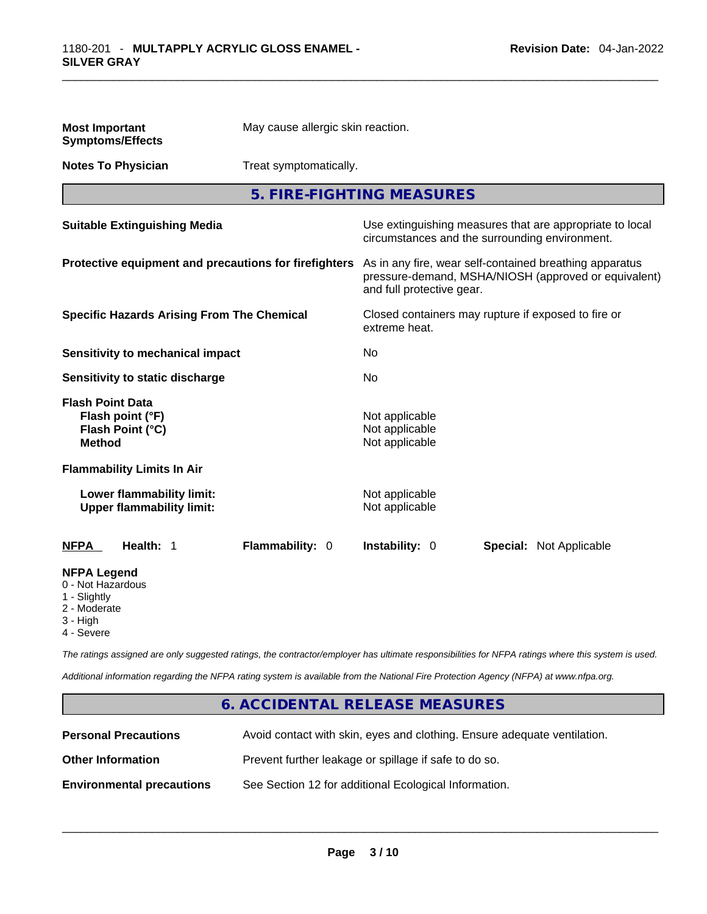**Most Important Symptoms/Effects** May cause allergic skin reaction.

**Notes To Physician** Treat symptomatically.

## 5. FIRE-FIGHTING MEASURES

| | |
|---|---|
| **Suitable Extinguishing Media** | Use extinguishing measures that are appropriate to local circumstances and the surrounding environment. |
| **Protective equipment and precautions for firefighters** | As in any fire, wear self-contained breathing apparatus pressure-demand, MSHA/NIOSH (approved or equivalent) and full protective gear. |
| **Specific Hazards Arising From The Chemical** | Closed containers may rupture if exposed to fire or extreme heat. |
| **Sensitivity to mechanical impact** | No |
| **Sensitivity to static discharge** | No |
| **Flash Point Data** | |
| **Flash point (°F)** | Not applicable |
| **Flash Point (°C)** | Not applicable |
| **Method** | Not applicable |
| **Flammability Limits In Air** | |
| **Lower flammability limit:** | Not applicable |
| **Upper flammability limit:** | Not applicable |

| **NFPA** | **Health:** 1 | **Flammability:** 0 | **Instability:** 0 | **Special:** Not Applicable |
|---|---|---|---|---|

**NFPA Legend**
- 0 - Not Hazardous
- 1 - Slightly
- 2 - Moderate
- 3 - High
- 4 - Severe

*The ratings assigned are only suggested ratings, the contractor/employer has ultimate responsibilities for NFPA ratings where this system is used.*

*Additional information regarding the NFPA rating system is available from the National Fire Protection Agency (NFPA) at www.nfpa.org.*

## 6. ACCIDENTAL RELEASE MEASURES

| | |
|---|---|
| **Personal Precautions** | Avoid contact with skin, eyes and clothing. Ensure adequate ventilation. |
| **Other Information** | Prevent further leakage or spillage if safe to do so. |
| **Environmental precautions** | See Section 12 for additional Ecological Information. |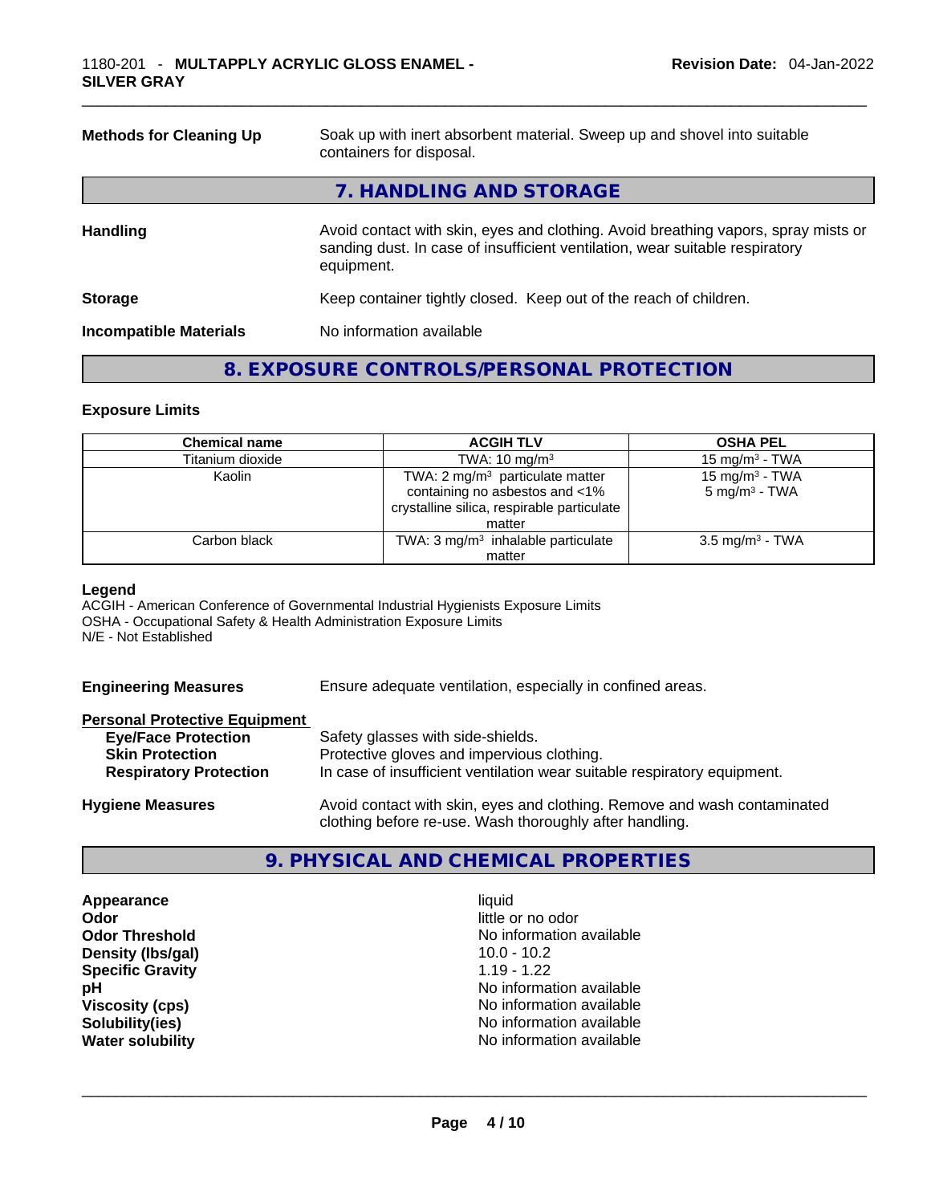| | |
|---|---|
| **Methods for Cleaning Up** | Soak up with inert absorbent material. Sweep up and shovel into suitable containers for disposal. |

## 7. HANDLING AND STORAGE

| | |
|---|---|
| **Handling** | Avoid contact with skin, eyes and clothing. Avoid breathing vapors, spray mists or sanding dust. In case of insufficient ventilation, wear suitable respiratory equipment. |
| **Storage** | Keep container tightly closed. Keep out of the reach of children. |
| **Incompatible Materials** | No information available |

## 8. EXPOSURE CONTROLS/PERSONAL PROTECTION

### Exposure Limits

| Chemical name | ACGIH TLV | OSHA PEL |
|---|---|---|
| Titanium dioxide | TWA: 10 mg/m³ | 15 mg/m³ - TWA |
| Kaolin | TWA: 2 mg/m³ particulate matter containing no asbestos and <1% crystalline silica, respirable particulate matter | 15 mg/m³ - TWA<br>5 mg/m³ - TWA |
| Carbon black | TWA: 3 mg/m³ inhalable particulate matter | 3.5 mg/m³ - TWA |

**Legend**
ACGIH - American Conference of Governmental Industrial Hygienists Exposure Limits
OSHA - Occupational Safety & Health Administration Exposure Limits
N/E - Not Established

| | |
|---|---|
| **Engineering Measures** | Ensure adequate ventilation, especially in confined areas. |

**Personal Protective Equipment**

| | |
|---|---|
| **Eye/Face Protection** | Safety glasses with side-shields. |
| **Skin Protection** | Protective gloves and impervious clothing. |
| **Respiratory Protection** | In case of insufficient ventilation wear suitable respiratory equipment. |
| **Hygiene Measures** | Avoid contact with skin, eyes and clothing. Remove and wash contaminated clothing before re-use. Wash thoroughly after handling. |

## 9. PHYSICAL AND CHEMICAL PROPERTIES

| | |
|---|---|
| **Appearance** | liquid |
| **Odor** | little or no odor |
| **Odor Threshold** | No information available |
| **Density (lbs/gal)** | 10.0 - 10.2 |
| **Specific Gravity** | 1.19 - 1.22 |
| **pH** | No information available |
| **Viscosity (cps)** | No information available |
| **Solubility(ies)** | No information available |
| **Water solubility** | No information available |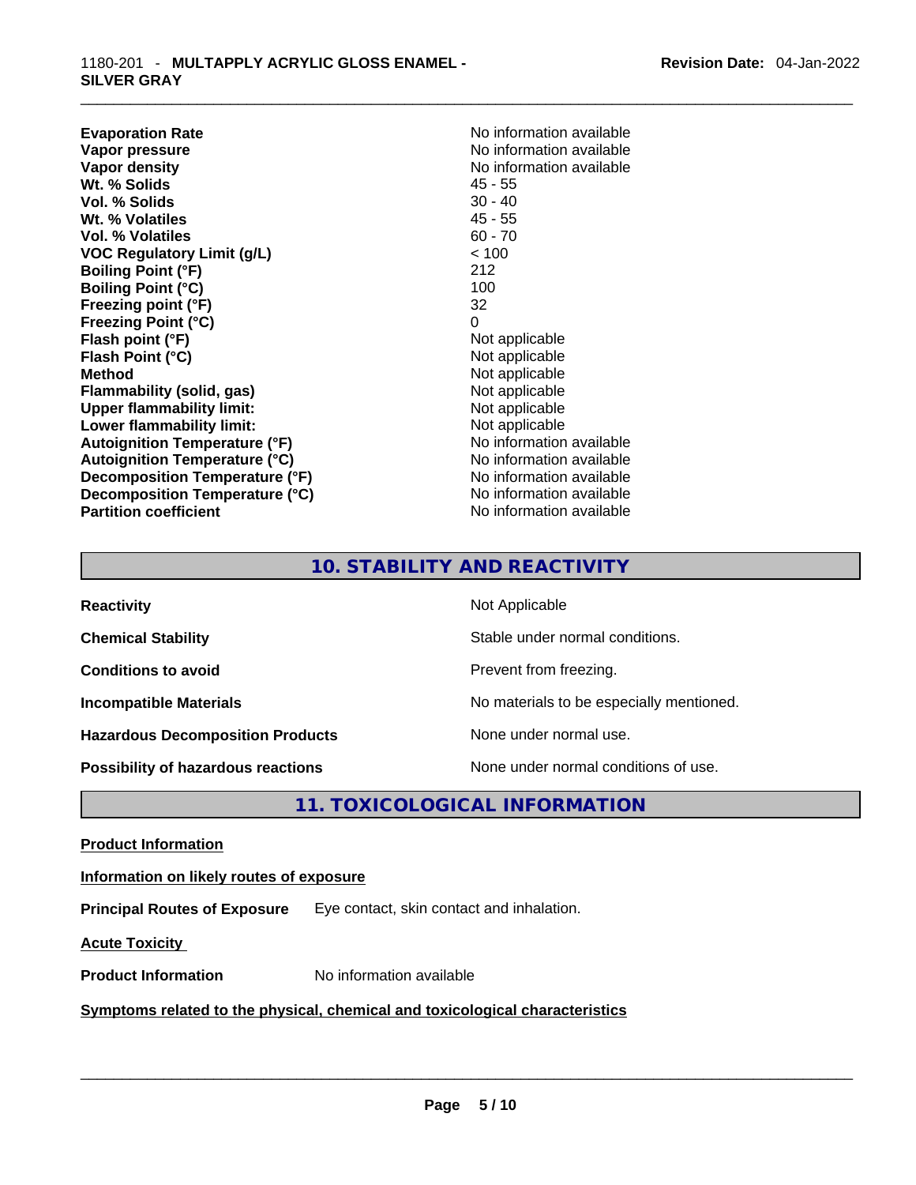| | |
|---|---|
| **Evaporation Rate** | No information available |
| **Vapor pressure** | No information available |
| **Vapor density** | No information available |
| **Wt. % Solids** | 45 - 55 |
| **Vol. % Solids** | 30 - 40 |
| **Wt. % Volatiles** | 45 - 55 |
| **Vol. % Volatiles** | 60 - 70 |
| **VOC Regulatory Limit (g/L)** | < 100 |
| **Boiling Point (°F)** | 212 |
| **Boiling Point (°C)** | 100 |
| **Freezing point (°F)** | 32 |
| **Freezing Point (°C)** | 0 |
| **Flash point (°F)** | Not applicable |
| **Flash Point (°C)** | Not applicable |
| **Method** | Not applicable |
| **Flammability (solid, gas)** | Not applicable |
| **Upper flammability limit:** | Not applicable |
| **Lower flammability limit:** | Not applicable |
| **Autoignition Temperature (°F)** | No information available |
| **Autoignition Temperature (°C)** | No information available |
| **Decomposition Temperature (°F)** | No information available |
| **Decomposition Temperature (°C)** | No information available |
| **Partition coefficient** | No information available |

## 10. STABILITY AND REACTIVITY

| | |
|---|---|
| **Reactivity** | Not Applicable |
| **Chemical Stability** | Stable under normal conditions. |
| **Conditions to avoid** | Prevent from freezing. |
| **Incompatible Materials** | No materials to be especially mentioned. |
| **Hazardous Decomposition Products** | None under normal use. |
| **Possibility of hazardous reactions** | None under normal conditions of use. |

## 11. TOXICOLOGICAL INFORMATION

**Product Information**

**Information on likely routes of exposure**

**Principal Routes of Exposure** Eye contact, skin contact and inhalation.

**Acute Toxicity**

**Product Information** No information available

**Symptoms related to the physical, chemical and toxicological characteristics**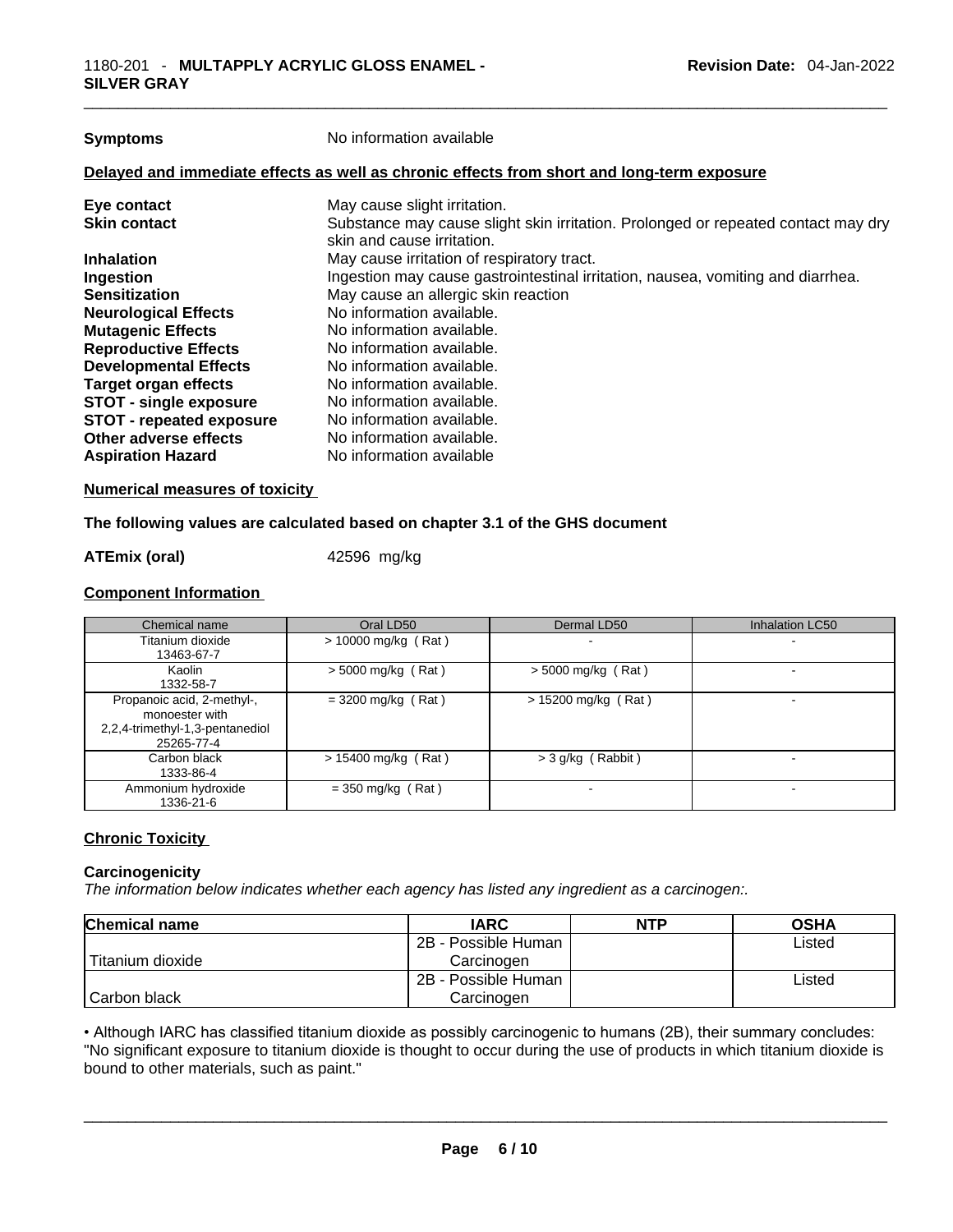**Symptoms** No information available

**Delayed and immediate effects as well as chronic effects from short and long-term exposure**

| | |
|---|---|
| **Eye contact** | May cause slight irritation. |
| **Skin contact** | Substance may cause slight skin irritation. Prolonged or repeated contact may dry skin and cause irritation. |
| **Inhalation** | May cause irritation of respiratory tract. |
| **Ingestion** | Ingestion may cause gastrointestinal irritation, nausea, vomiting and diarrhea. |
| **Sensitization** | May cause an allergic skin reaction |
| **Neurological Effects** | No information available. |
| **Mutagenic Effects** | No information available. |
| **Reproductive Effects** | No information available. |
| **Developmental Effects** | No information available. |
| **Target organ effects** | No information available. |
| **STOT - single exposure** | No information available. |
| **STOT - repeated exposure** | No information available. |
| **Other adverse effects** | No information available. |
| **Aspiration Hazard** | No information available |

**Numerical measures of toxicity**

**The following values are calculated based on chapter 3.1 of the GHS document**

**ATEmix (oral)** 42596 mg/kg

**Component Information**

| Chemical name | Oral LD50 | Dermal LD50 | Inhalation LC50 |
|---|---|---|---|
| Titanium dioxide<br>13463-67-7 | > 10000 mg/kg ( Rat ) | - | - |
| Kaolin<br>1332-58-7 | > 5000 mg/kg ( Rat ) | > 5000 mg/kg ( Rat ) | - |
| Propanoic acid, 2-methyl-, monoester with 2,2,4-trimethyl-1,3-pentanediol<br>25265-77-4 | = 3200 mg/kg ( Rat ) | > 15200 mg/kg ( Rat ) | - |
| Carbon black<br>1333-86-4 | > 15400 mg/kg ( Rat ) | > 3 g/kg ( Rabbit ) | - |
| Ammonium hydroxide<br>1336-21-6 | = 350 mg/kg ( Rat ) | - | - |

**Chronic Toxicity**

**Carcinogenicity**

*The information below indicates whether each agency has listed any ingredient as a carcinogen:.*

| Chemical name | IARC | NTP | OSHA |
|---|---|---|---|
| Titanium dioxide | 2B - Possible Human Carcinogen | | Listed |
| Carbon black | 2B - Possible Human Carcinogen | | Listed |

• Although IARC has classified titanium dioxide as possibly carcinogenic to humans (2B), their summary concludes: "No significant exposure to titanium dioxide is thought to occur during the use of products in which titanium dioxide is bound to other materials, such as paint."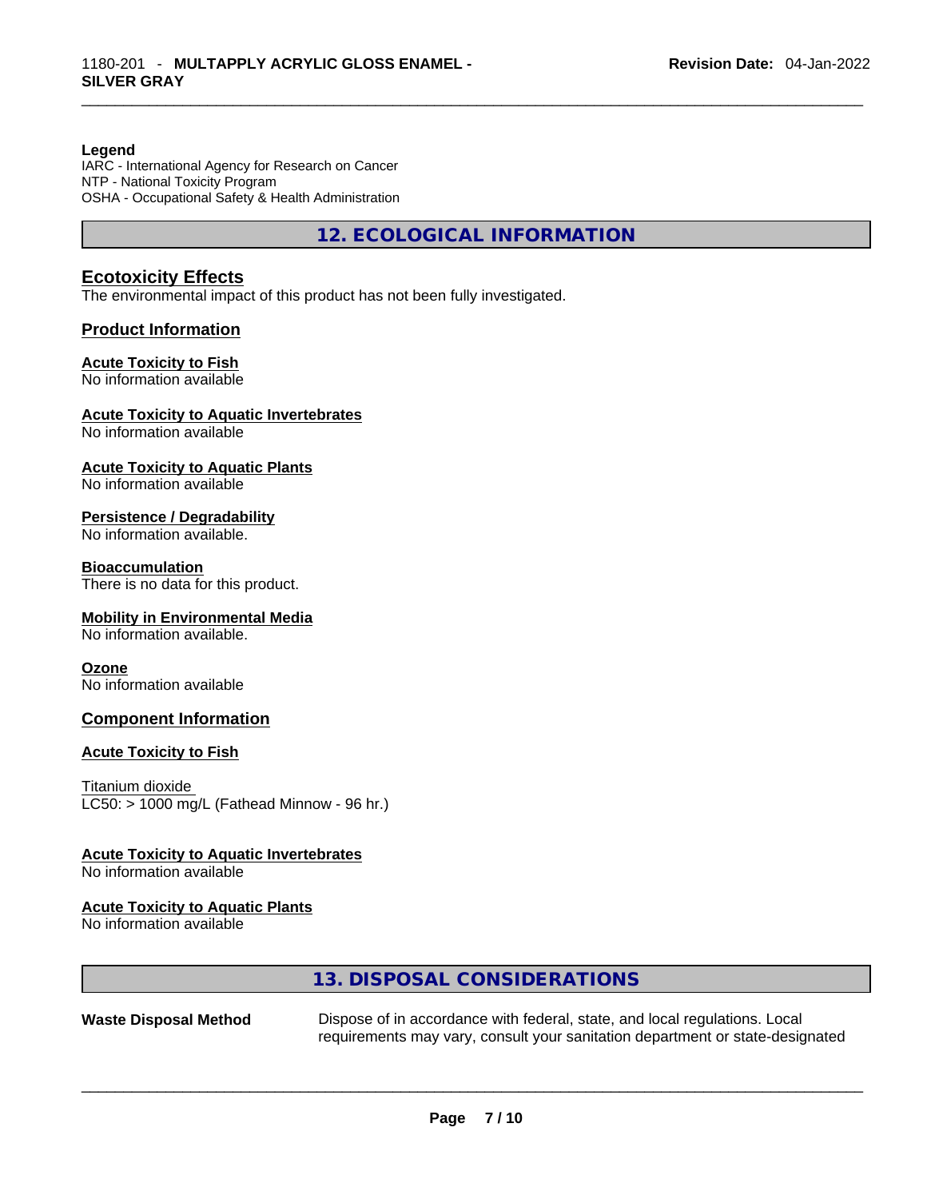**Legend**
IARC - International Agency for Research on Cancer
NTP - National Toxicity Program
OSHA - Occupational Safety & Health Administration

## 12. ECOLOGICAL INFORMATION

### Ecotoxicity Effects

The environmental impact of this product has not been fully investigated.

### Product Information

**Acute Toxicity to Fish**
No information available

**Acute Toxicity to Aquatic Invertebrates**
No information available

**Acute Toxicity to Aquatic Plants**
No information available

**Persistence / Degradability**
No information available.

**Bioaccumulation**
There is no data for this product.

**Mobility in Environmental Media**
No information available.

**Ozone**
No information available

### Component Information

**Acute Toxicity to Fish**

Titanium dioxide
LC50: > 1000 mg/L (Fathead Minnow - 96 hr.)

**Acute Toxicity to Aquatic Invertebrates**
No information available

**Acute Toxicity to Aquatic Plants**
No information available

## 13. DISPOSAL CONSIDERATIONS

**Waste Disposal Method** Dispose of in accordance with federal, state, and local regulations. Local requirements may vary, consult your sanitation department or state-designated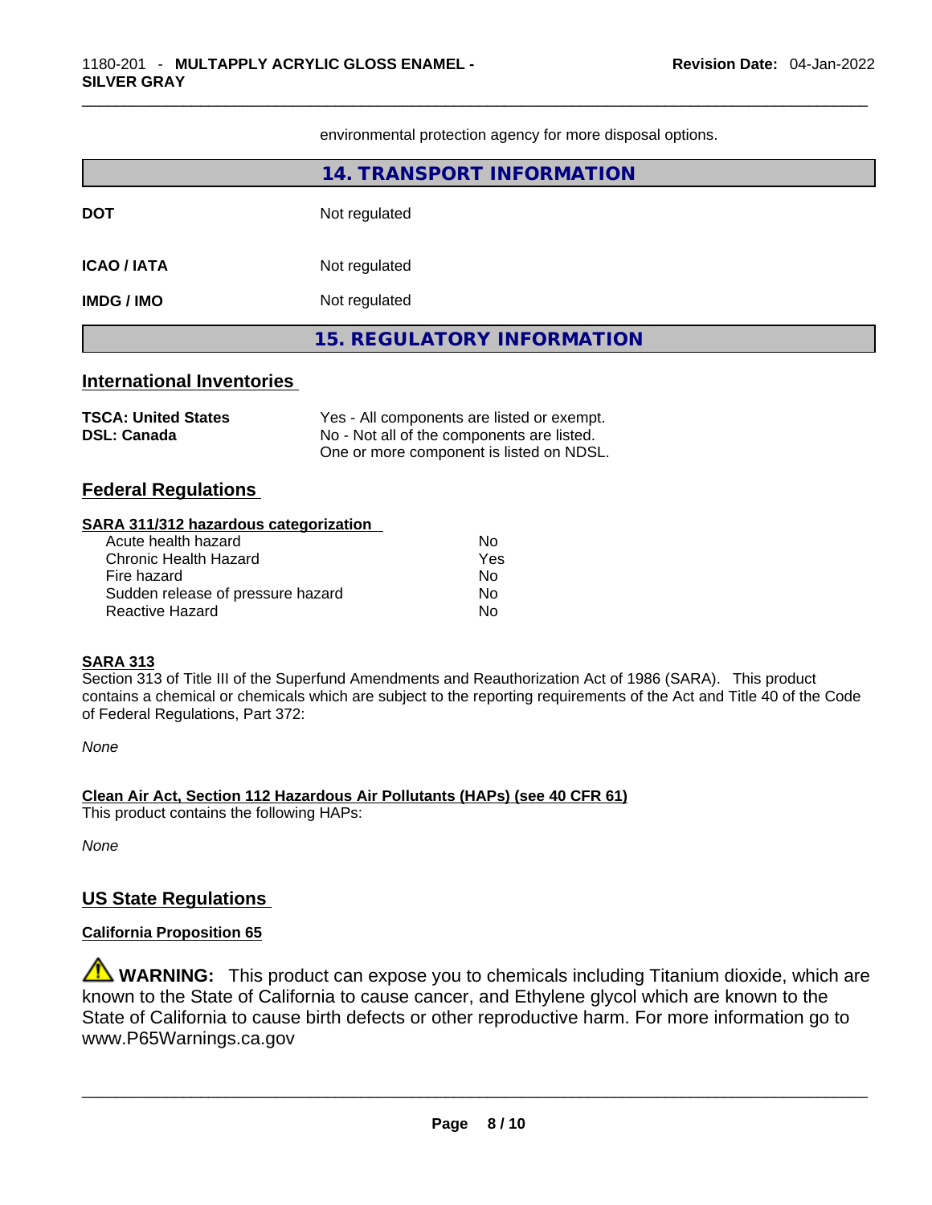environmental protection agency for more disposal options.

## 14. TRANSPORT INFORMATION

| | |
|---|---|
| **DOT** | Not regulated |
| **ICAO / IATA** | Not regulated |
| **IMDG / IMO** | Not regulated |

## 15. REGULATORY INFORMATION

### International Inventories

| | |
|---|---|
| **TSCA: United States** | Yes - All components are listed or exempt. |
| **DSL: Canada** | No - Not all of the components are listed. One or more component is listed on NDSL. |

### Federal Regulations

**SARA 311/312 hazardous categorization**

| | |
|---|---|
| Acute health hazard | No |
| Chronic Health Hazard | Yes |
| Fire hazard | No |
| Sudden release of pressure hazard | No |
| Reactive Hazard | No |

**SARA 313**

Section 313 of Title III of the Superfund Amendments and Reauthorization Act of 1986 (SARA). This product contains a chemical or chemicals which are subject to the reporting requirements of the Act and Title 40 of the Code of Federal Regulations, Part 372:

*None*

**Clean Air Act, Section 112 Hazardous Air Pollutants (HAPs) (see 40 CFR 61)**

This product contains the following HAPs:

*None*

### US State Regulations

**California Proposition 65**

⚠ **WARNING:** This product can expose you to chemicals including Titanium dioxide, which are known to the State of California to cause cancer, and Ethylene glycol which are known to the State of California to cause birth defects or other reproductive harm. For more information go to www.P65Warnings.ca.gov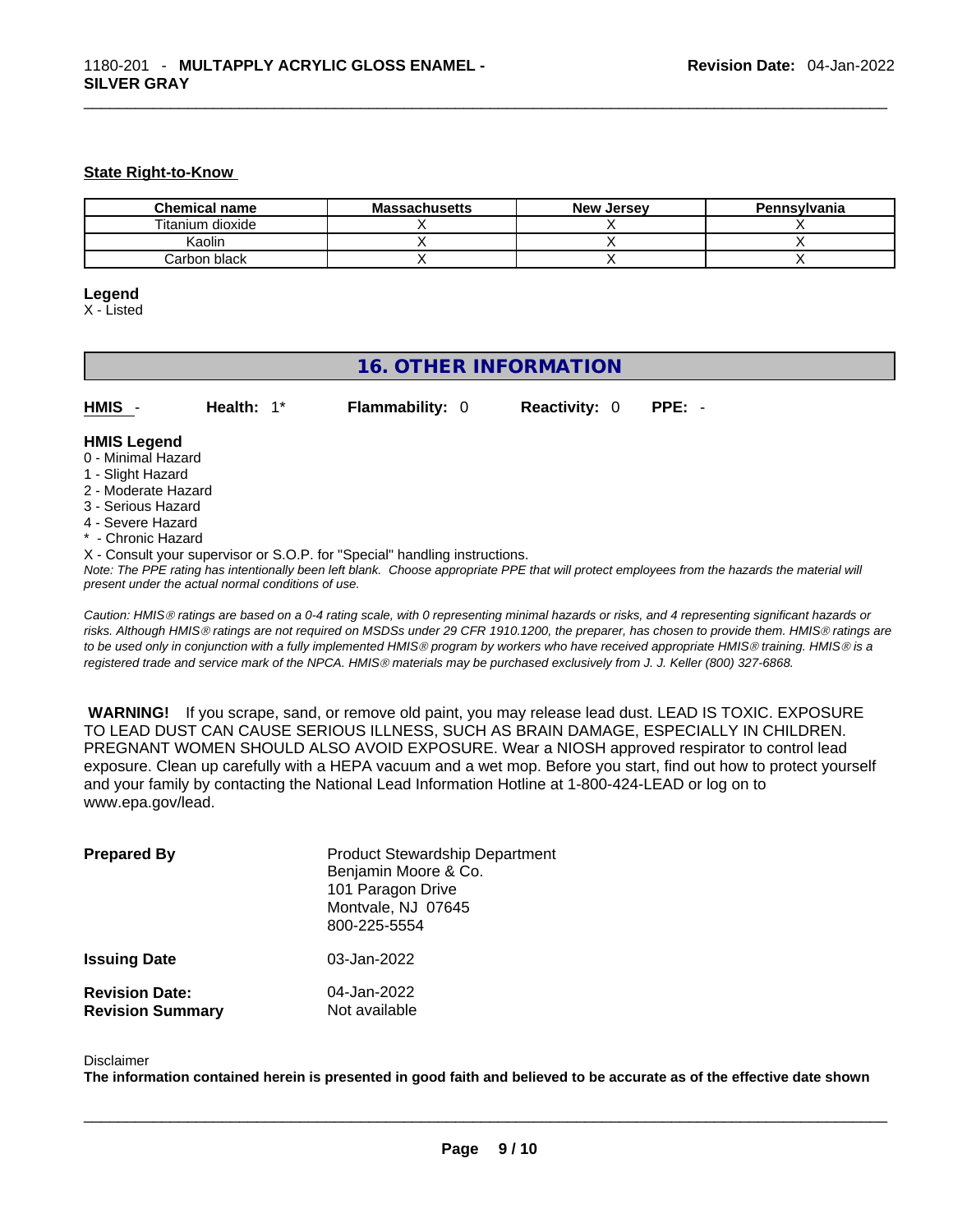**State Right-to-Know**

| Chemical name | Massachusetts | New Jersey | Pennsylvania |
| --- | --- | --- | --- |
| Titanium dioxide | X | X | X |
| Kaolin | X | X | X |
| Carbon black | X | X | X |

**Legend**
X - Listed

## 16. OTHER INFORMATION

**HMIS** - **Health:** 1* **Flammability:** 0 **Reactivity:** 0 **PPE:** -

**HMIS Legend**
0 - Minimal Hazard
1 - Slight Hazard
2 - Moderate Hazard
3 - Serious Hazard
4 - Severe Hazard
* - Chronic Hazard
X - Consult your supervisor or S.O.P. for "Special" handling instructions.

*Note: The PPE rating has intentionally been left blank. Choose appropriate PPE that will protect employees from the hazards the material will present under the actual normal conditions of use.*

*Caution: HMIS® ratings are based on a 0-4 rating scale, with 0 representing minimal hazards or risks, and 4 representing significant hazards or risks. Although HMIS® ratings are not required on MSDSs under 29 CFR 1910.1200, the preparer, has chosen to provide them. HMIS® ratings are to be used only in conjunction with a fully implemented HMIS® program by workers who have received appropriate HMIS® training. HMIS® is a registered trade and service mark of the NPCA. HMIS® materials may be purchased exclusively from J. J. Keller (800) 327-6868.*

**WARNING!** If you scrape, sand, or remove old paint, you may release lead dust. LEAD IS TOXIC. EXPOSURE TO LEAD DUST CAN CAUSE SERIOUS ILLNESS, SUCH AS BRAIN DAMAGE, ESPECIALLY IN CHILDREN. PREGNANT WOMEN SHOULD ALSO AVOID EXPOSURE. Wear a NIOSH approved respirator to control lead exposure. Clean up carefully with a HEPA vacuum and a wet mop. Before you start, find out how to protect yourself and your family by contacting the National Lead Information Hotline at 1-800-424-LEAD or log on to www.epa.gov/lead.

**Prepared By** Product Stewardship Department
Benjamin Moore & Co.
101 Paragon Drive
Montvale, NJ 07645
800-225-5554

**Issuing Date** 03-Jan-2022

**Revision Date:** 04-Jan-2022
**Revision Summary** Not available

Disclaimer
**The information contained herein is presented in good faith and believed to be accurate as of the effective date shown**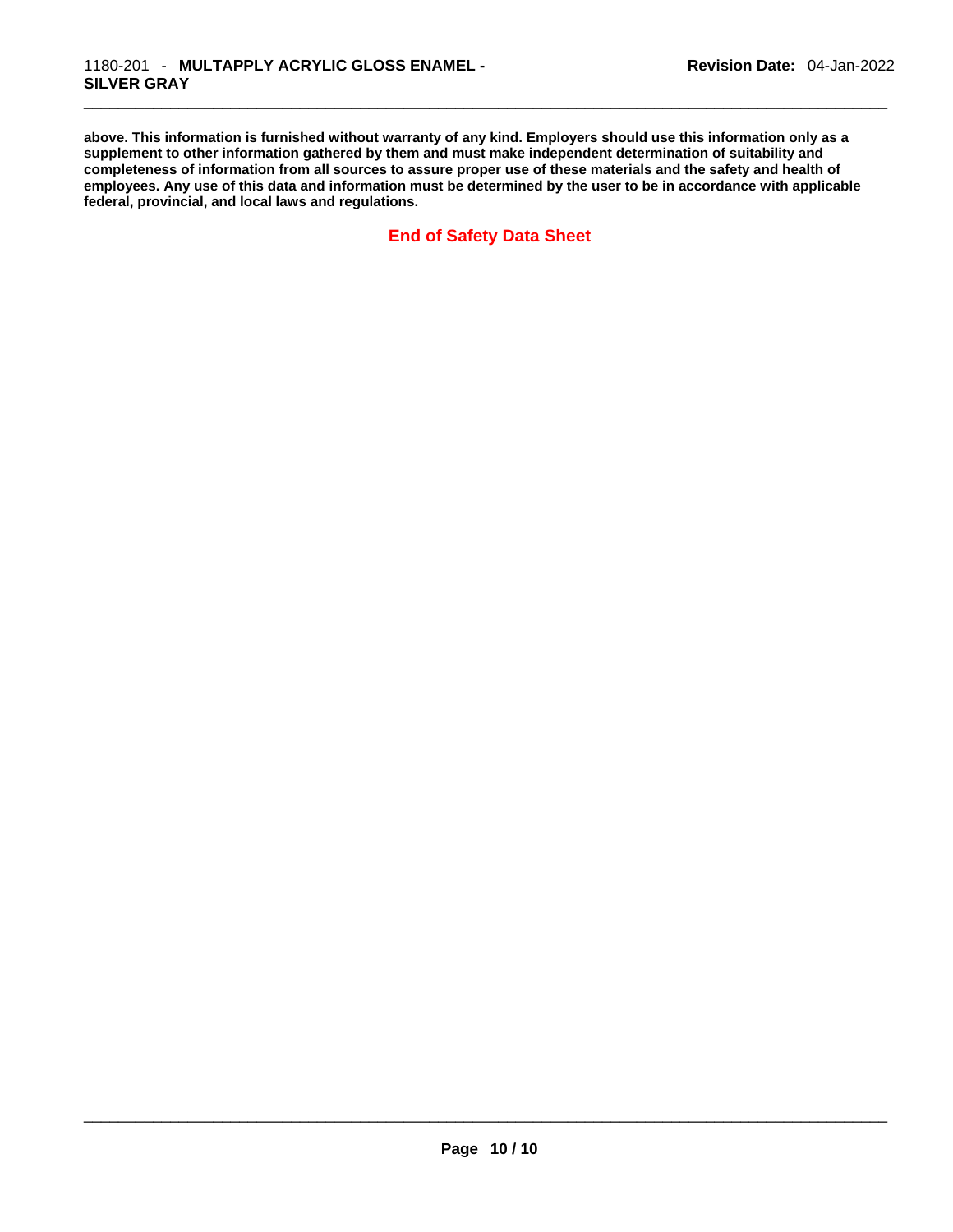**above. This information is furnished without warranty of any kind. Employers should use this information only as a supplement to other information gathered by them and must make independent determination of suitability and completeness of information from all sources to assure proper use of these materials and the safety and health of employees. Any use of this data and information must be determined by the user to be in accordance with applicable federal, provincial, and local laws and regulations.**

**End of Safety Data Sheet**